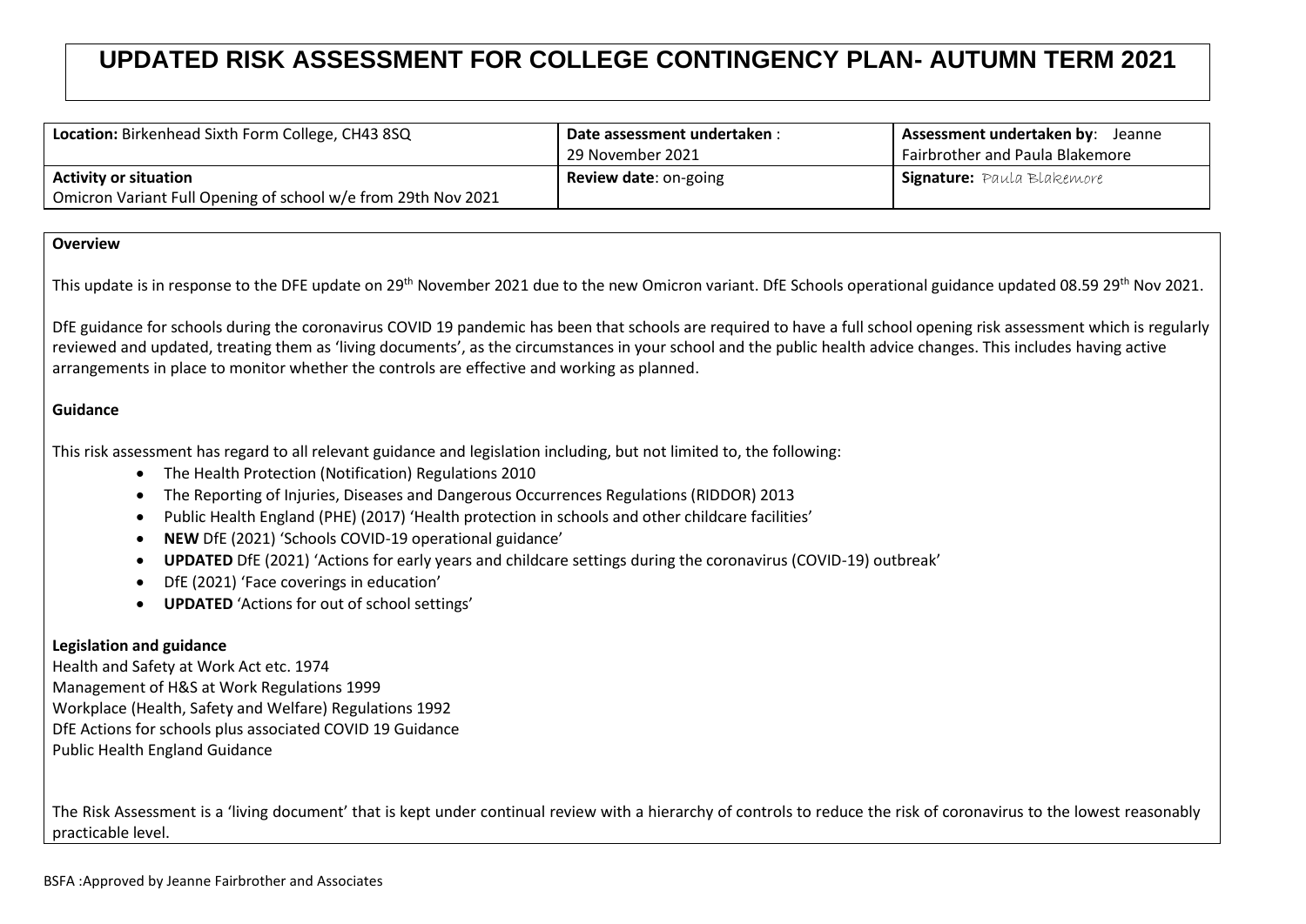# UPDATED RISK ASSESSMENT FOR COLLEGE CONTINGENCY PLAN- AUTUMN TERM 2021

| **Location:** Birkenhead Sixth Form College, CH43 8SQ | **Date assessment undertaken** : 29 November 2021 | **Assessment undertaken by**: Jeanne Fairbrother and Paula Blakemore |
|---|---|---|
| **Activity or situation** Omicron Variant Full Opening of school w/e from 29th Nov 2021 | **Review date**: on-going | **Signature:** Paula Blakemore |

**Overview**

This update is in response to the DFE update on 29th November 2021 due to the new Omicron variant. DfE Schools operational guidance updated 08.59 29th Nov 2021.

DfE guidance for schools during the coronavirus COVID 19 pandemic has been that schools are required to have a full school opening risk assessment which is regularly reviewed and updated, treating them as 'living documents', as the circumstances in your school and the public health advice changes. This includes having active arrangements in place to monitor whether the controls are effective and working as planned.

**Guidance**

This risk assessment has regard to all relevant guidance and legislation including, but not limited to, the following:

- The Health Protection (Notification) Regulations 2010
- The Reporting of Injuries, Diseases and Dangerous Occurrences Regulations (RIDDOR) 2013
- Public Health England (PHE) (2017) 'Health protection in schools and other childcare facilities'
- **NEW** DfE (2021) 'Schools COVID-19 operational guidance'
- **UPDATED** DfE (2021) 'Actions for early years and childcare settings during the coronavirus (COVID-19) outbreak'
- DfE (2021) 'Face coverings in education'
- **UPDATED** 'Actions for out of school settings'

**Legislation and guidance**

Health and Safety at Work Act etc. 1974
Management of H&S at Work Regulations 1999
Workplace (Health, Safety and Welfare) Regulations 1992
DfE Actions for schools plus associated COVID 19 Guidance
Public Health England Guidance

The Risk Assessment is a 'living document' that is kept under continual review with a hierarchy of controls to reduce the risk of coronavirus to the lowest reasonably practicable level.

BSFA :Approved by Jeanne Fairbrother and Associates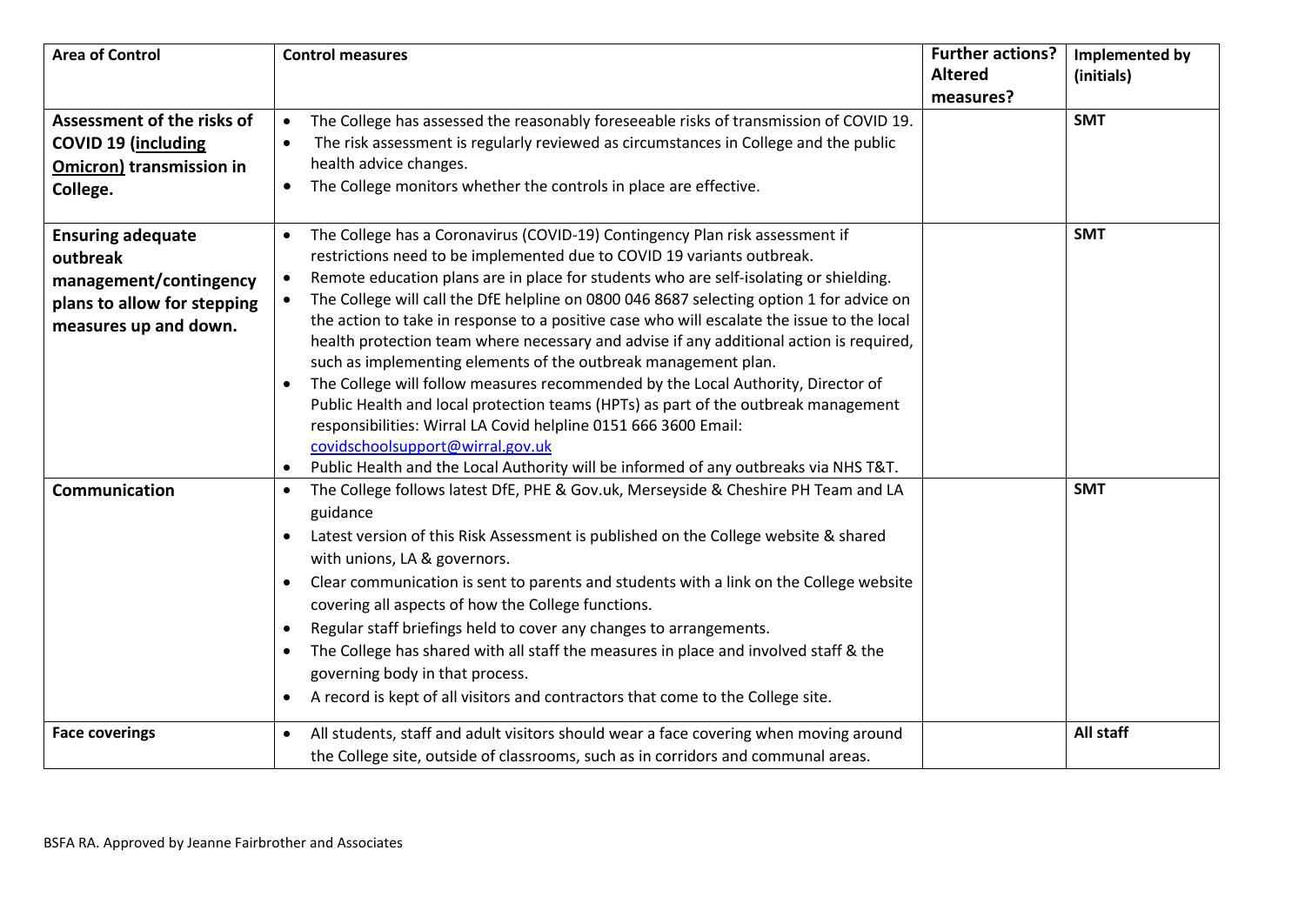| Area of Control | Control measures | Further actions? Altered measures? | Implemented by (initials) |
|---|---|---|---|
| **Assessment of the risks of COVID 19 (including Omicron) transmission in College.** | • The College has assessed the reasonably foreseeable risks of transmission of COVID 19.<br>• The risk assessment is regularly reviewed as circumstances in College and the public health advice changes.<br>• The College monitors whether the controls in place are effective. | | **SMT** |
| **Ensuring adequate outbreak management/contingency plans to allow for stepping measures up and down.** | • The College has a Coronavirus (COVID-19) Contingency Plan risk assessment if restrictions need to be implemented due to COVID 19 variants outbreak.<br>• Remote education plans are in place for students who are self-isolating or shielding.<br>• The College will call the DfE helpline on 0800 046 8687 selecting option 1 for advice on the action to take in response to a positive case who will escalate the issue to the local health protection team where necessary and advise if any additional action is required, such as implementing elements of the outbreak management plan.<br>• The College will follow measures recommended by the Local Authority, Director of Public Health and local protection teams (HPTs) as part of the outbreak management responsibilities: Wirral LA Covid helpline 0151 666 3600 Email: covidschoolsupport@wirral.gov.uk<br>• Public Health and the Local Authority will be informed of any outbreaks via NHS T&T. | | **SMT** |
| **Communication** | • The College follows latest DfE, PHE & Gov.uk, Merseyside & Cheshire PH Team and LA guidance<br>• Latest version of this Risk Assessment is published on the College website & shared with unions, LA & governors.<br>• Clear communication is sent to parents and students with a link on the College website covering all aspects of how the College functions.<br>• Regular staff briefings held to cover any changes to arrangements.<br>• The College has shared with all staff the measures in place and involved staff & the governing body in that process.<br>• A record is kept of all visitors and contractors that come to the College site. | | **SMT** |
| **Face coverings** | • All students, staff and adult visitors should wear a face covering when moving around the College site, outside of classrooms, such as in corridors and communal areas. | | **All staff** |

BSFA RA. Approved by Jeanne Fairbrother and Associates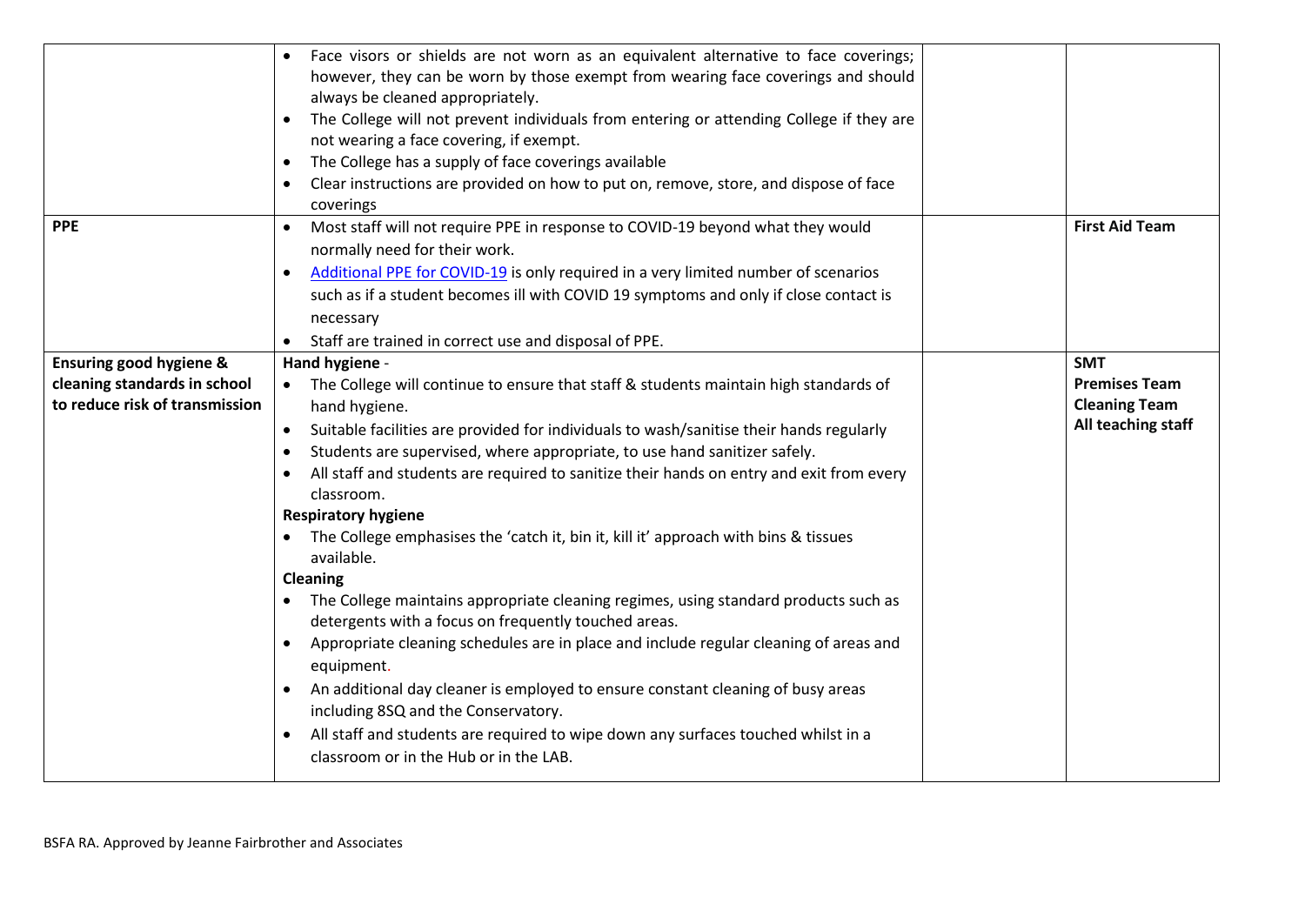| | | | |
|---|---|---|---|
| | • Face visors or shields are not worn as an equivalent alternative to face coverings; however, they can be worn by those exempt from wearing face coverings and should always be cleaned appropriately.<br>• The College will not prevent individuals from entering or attending College if they are not wearing a face covering, if exempt.<br>• The College has a supply of face coverings available<br>• Clear instructions are provided on how to put on, remove, store, and dispose of face coverings | | |
| **PPE** | • Most staff will not require PPE in response to COVID-19 beyond what they would normally need for their work.<br>• [Additional PPE for COVID-19]() is only required in a very limited number of scenarios such as if a student becomes ill with COVID 19 symptoms and only if close contact is necessary<br>• Staff are trained in correct use and disposal of PPE. | | **First Aid Team** |
| **Ensuring good hygiene & cleaning standards in school to reduce risk of transmission** | **Hand hygiene** -<br>• The College will continue to ensure that staff & students maintain high standards of hand hygiene.<br>• Suitable facilities are provided for individuals to wash/sanitise their hands regularly<br>• Students are supervised, where appropriate, to use hand sanitizer safely.<br>• All staff and students are required to sanitize their hands on entry and exit from every classroom.<br>**Respiratory hygiene**<br>• The College emphasises the 'catch it, bin it, kill it' approach with bins & tissues available.<br>**Cleaning**<br>• The College maintains appropriate cleaning regimes, using standard products such as detergents with a focus on frequently touched areas.<br>• Appropriate cleaning schedules are in place and include regular cleaning of areas and equipment.<br>• An additional day cleaner is employed to ensure constant cleaning of busy areas including 8SQ and the Conservatory.<br>• All staff and students are required to wipe down any surfaces touched whilst in a classroom or in the Hub or in the LAB. | | **SMT**<br>**Premises Team**<br>**Cleaning Team**<br>**All teaching staff** |

BSFA RA. Approved by Jeanne Fairbrother and Associates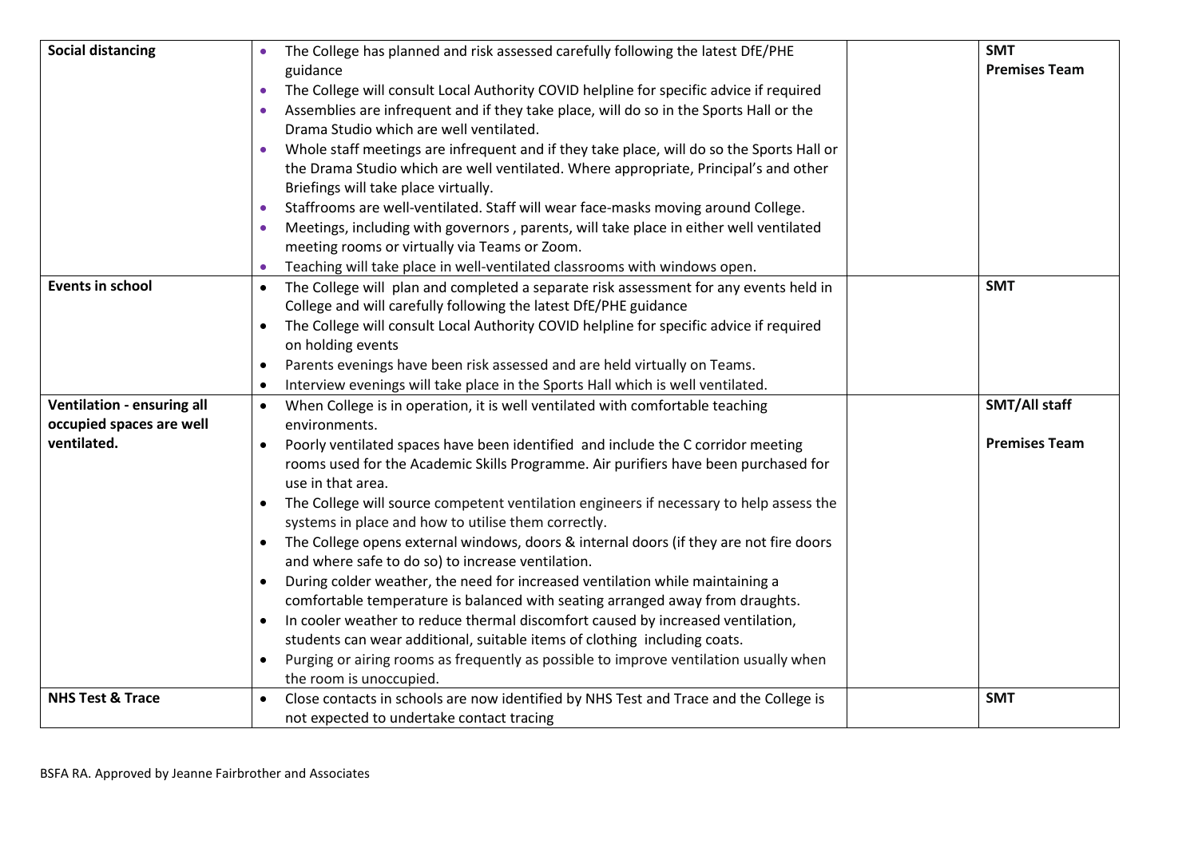| | | | |
|---|---|---|---|
| **Social distancing** | • The College has planned and risk assessed carefully following the latest DfE/PHE guidance<br>• The College will consult Local Authority COVID helpline for specific advice if required<br>• Assemblies are infrequent and if they take place, will do so in the Sports Hall or the Drama Studio which are well ventilated.<br>• Whole staff meetings are infrequent and if they take place, will do so the Sports Hall or the Drama Studio which are well ventilated. Where appropriate, Principal's and other Briefings will take place virtually.<br>• Staffrooms are well-ventilated. Staff will wear face-masks moving around College.<br>• Meetings, including with governors , parents, will take place in either well ventilated meeting rooms or virtually via Teams or Zoom.<br>• Teaching will take place in well-ventilated classrooms with windows open. | | **SMT**<br>**Premises Team** |
| **Events in school** | • The College will plan and completed a separate risk assessment for any events held in College and will carefully following the latest DfE/PHE guidance<br>• The College will consult Local Authority COVID helpline for specific advice if required on holding events<br>• Parents evenings have been risk assessed and are held virtually on Teams.<br>• Interview evenings will take place in the Sports Hall which is well ventilated. | | **SMT** |
| **Ventilation - ensuring all occupied spaces are well ventilated.** | • When College is in operation, it is well ventilated with comfortable teaching environments.<br>• Poorly ventilated spaces have been identified and include the C corridor meeting rooms used for the Academic Skills Programme. Air purifiers have been purchased for use in that area.<br>• The College will source competent ventilation engineers if necessary to help assess the systems in place and how to utilise them correctly.<br>• The College opens external windows, doors & internal doors (if they are not fire doors and where safe to do so) to increase ventilation.<br>• During colder weather, the need for increased ventilation while maintaining a comfortable temperature is balanced with seating arranged away from draughts.<br>• In cooler weather to reduce thermal discomfort caused by increased ventilation, students can wear additional, suitable items of clothing including coats.<br>• Purging or airing rooms as frequently as possible to improve ventilation usually when the room is unoccupied. | | **SMT/All staff**<br><br>**Premises Team** |
| **NHS Test & Trace** | • Close contacts in schools are now identified by NHS Test and Trace and the College is not expected to undertake contact tracing | | **SMT** |

BSFA RA. Approved by Jeanne Fairbrother and Associates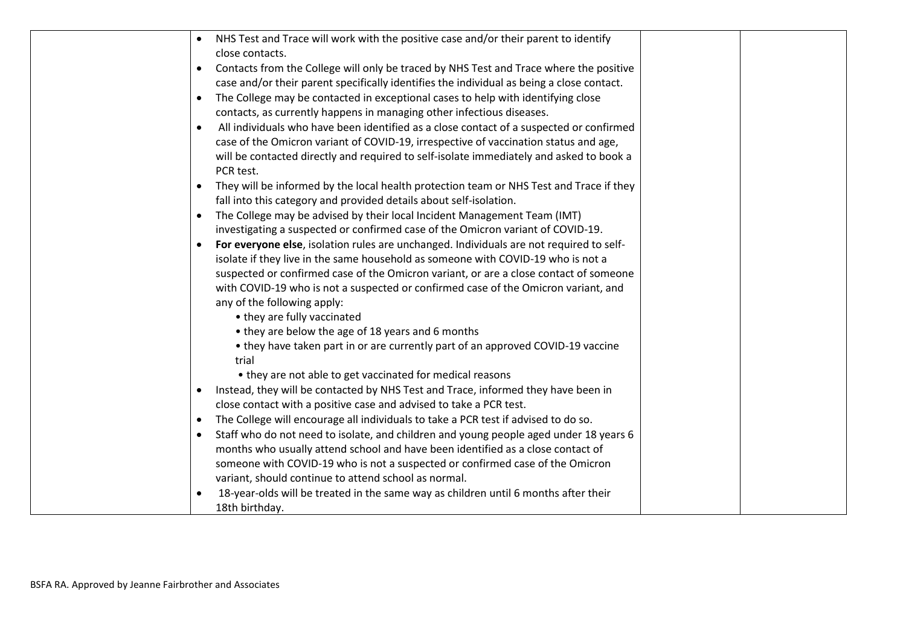| | | | |
|---|---|---|---|
| | • NHS Test and Trace will work with the positive case and/or their parent to identify close contacts.<br>• Contacts from the College will only be traced by NHS Test and Trace where the positive case and/or their parent specifically identifies the individual as being a close contact.<br>• The College may be contacted in exceptional cases to help with identifying close contacts, as currently happens in managing other infectious diseases.<br>• All individuals who have been identified as a close contact of a suspected or confirmed case of the Omicron variant of COVID-19, irrespective of vaccination status and age, will be contacted directly and required to self-isolate immediately and asked to book a PCR test.<br>• They will be informed by the local health protection team or NHS Test and Trace if they fall into this category and provided details about self-isolation.<br>• The College may be advised by their local Incident Management Team (IMT) investigating a suspected or confirmed case of the Omicron variant of COVID-19.<br>• **For everyone else**, isolation rules are unchanged. Individuals are not required to self-isolate if they live in the same household as someone with COVID-19 who is not a suspected or confirmed case of the Omicron variant, or are a close contact of someone with COVID-19 who is not a suspected or confirmed case of the Omicron variant, and any of the following apply:<br>&nbsp;&nbsp;&nbsp;&nbsp;• they are fully vaccinated<br>&nbsp;&nbsp;&nbsp;&nbsp;• they are below the age of 18 years and 6 months<br>&nbsp;&nbsp;&nbsp;&nbsp;• they have taken part in or are currently part of an approved COVID-19 vaccine trial<br>&nbsp;&nbsp;&nbsp;&nbsp;• they are not able to get vaccinated for medical reasons<br>• Instead, they will be contacted by NHS Test and Trace, informed they have been in close contact with a positive case and advised to take a PCR test.<br>• The College will encourage all individuals to take a PCR test if advised to do so.<br>• Staff who do not need to isolate, and children and young people aged under 18 years 6 months who usually attend school and have been identified as a close contact of someone with COVID-19 who is not a suspected or confirmed case of the Omicron variant, should continue to attend school as normal.<br>• 18-year-olds will be treated in the same way as children until 6 months after their 18th birthday. | | |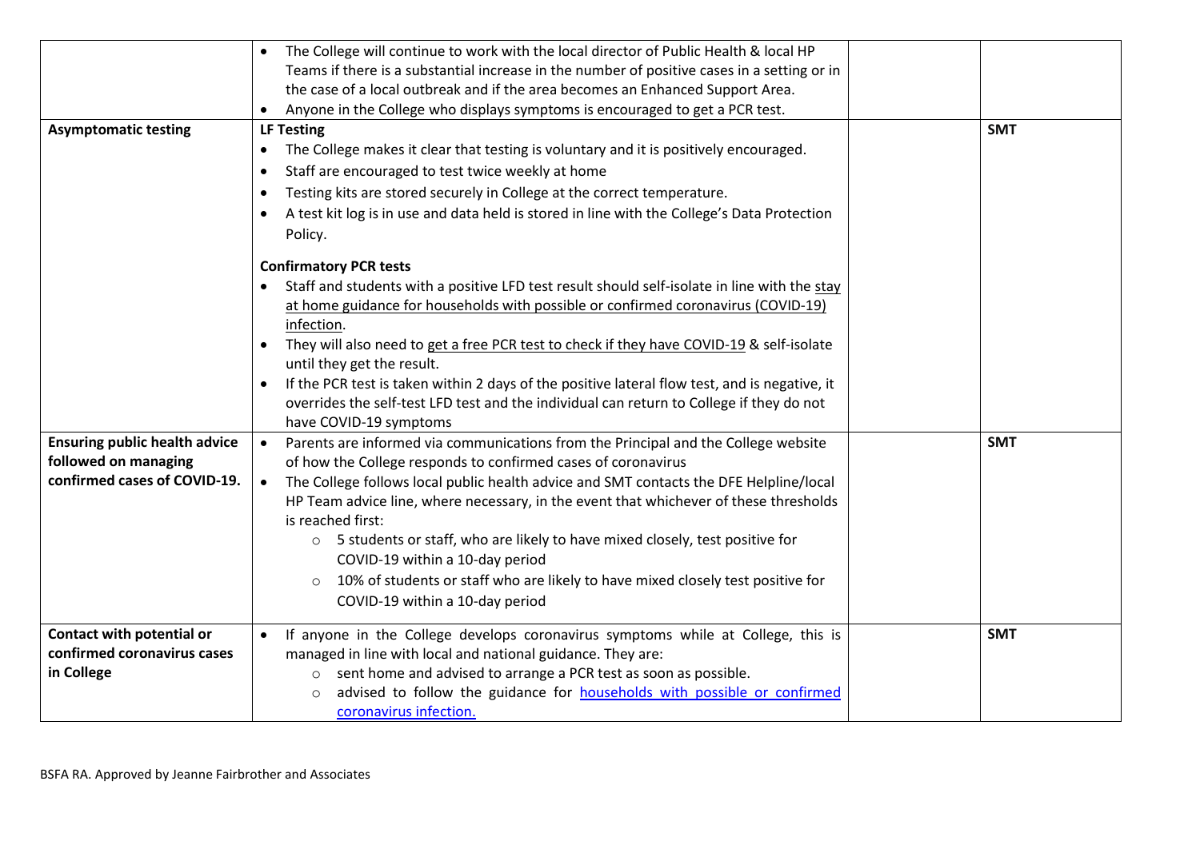| | | | |
|---|---|---|---|
| | • The College will continue to work with the local director of Public Health & local HP Teams if there is a substantial increase in the number of positive cases in a setting or in the case of a local outbreak and if the area becomes an Enhanced Support Area.<br>• Anyone in the College who displays symptoms is encouraged to get a PCR test. | | |
| **Asymptomatic testing** | **LF Testing**<br>• The College makes it clear that testing is voluntary and it is positively encouraged.<br>• Staff are encouraged to test twice weekly at home<br>• Testing kits are stored securely in College at the correct temperature.<br>• A test kit log is in use and data held is stored in line with the College's Data Protection Policy.<br><br>**Confirmatory PCR tests**<br>• Staff and students with a positive LFD test result should self-isolate in line with the stay at home guidance for households with possible or confirmed coronavirus (COVID-19) infection.<br>• They will also need to get a free PCR test to check if they have COVID-19 & self-isolate until they get the result.<br>• If the PCR test is taken within 2 days of the positive lateral flow test, and is negative, it overrides the self-test LFD test and the individual can return to College if they do not have COVID-19 symptoms | | **SMT** |
| **Ensuring public health advice followed on managing confirmed cases of COVID-19.** | • Parents are informed via communications from the Principal and the College website of how the College responds to confirmed cases of coronavirus<br>• The College follows local public health advice and SMT contacts the DFE Helpline/local HP Team advice line, where necessary, in the event that whichever of these thresholds is reached first:<br>  ○ 5 students or staff, who are likely to have mixed closely, test positive for COVID-19 within a 10-day period<br>  ○ 10% of students or staff who are likely to have mixed closely test positive for COVID-19 within a 10-day period | | **SMT** |
| **Contact with potential or confirmed coronavirus cases in College** | • If anyone in the College develops coronavirus symptoms while at College, this is managed in line with local and national guidance. They are:<br>  ○ sent home and advised to arrange a PCR test as soon as possible.<br>  ○ advised to follow the guidance for households with possible or confirmed coronavirus infection. | | **SMT** |

BSFA RA. Approved by Jeanne Fairbrother and Associates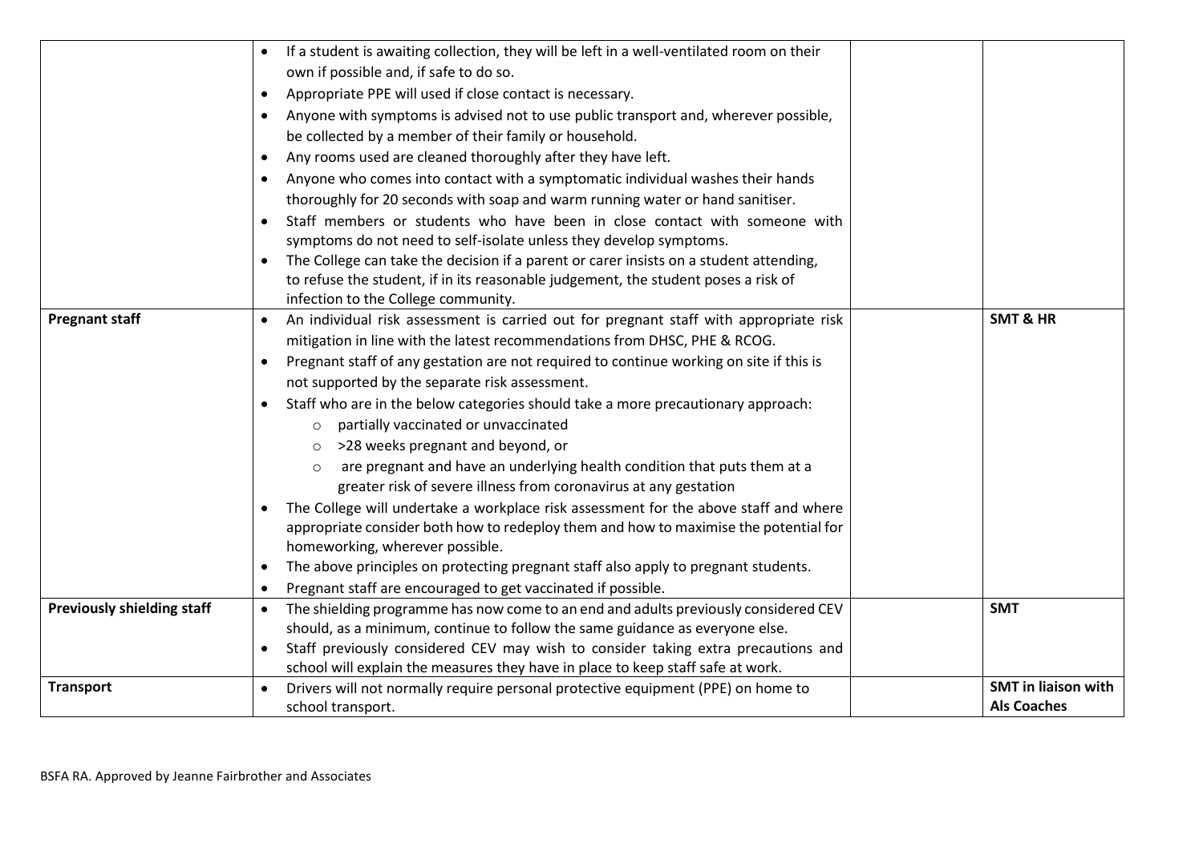| | | | |
|---|---|---|---|
| | • If a student is awaiting collection, they will be left in a well-ventilated room on their own if possible and, if safe to do so.<br>• Appropriate PPE will used if close contact is necessary.<br>• Anyone with symptoms is advised not to use public transport and, wherever possible, be collected by a member of their family or household.<br>• Any rooms used are cleaned thoroughly after they have left.<br>• Anyone who comes into contact with a symptomatic individual washes their hands thoroughly for 20 seconds with soap and warm running water or hand sanitiser.<br>• Staff members or students who have been in close contact with someone with symptoms do not need to self-isolate unless they develop symptoms.<br>• The College can take the decision if a parent or carer insists on a student attending, to refuse the student, if in its reasonable judgement, the student poses a risk of infection to the College community. | | |
| **Pregnant staff** | • An individual risk assessment is carried out for pregnant staff with appropriate risk mitigation in line with the latest recommendations from DHSC, PHE & RCOG.<br>• Pregnant staff of any gestation are not required to continue working on site if this is not supported by the separate risk assessment.<br>• Staff who are in the below categories should take a more precautionary approach:<br>&nbsp;&nbsp;○ partially vaccinated or unvaccinated<br>&nbsp;&nbsp;○ >28 weeks pregnant and beyond, or<br>&nbsp;&nbsp;○ are pregnant and have an underlying health condition that puts them at a greater risk of severe illness from coronavirus at any gestation<br>• The College will undertake a workplace risk assessment for the above staff and where appropriate consider both how to redeploy them and how to maximise the potential for homeworking, wherever possible.<br>• The above principles on protecting pregnant staff also apply to pregnant students.<br>• Pregnant staff are encouraged to get vaccinated if possible. | | **SMT & HR** |
| **Previously shielding staff** | • The shielding programme has now come to an end and adults previously considered CEV should, as a minimum, continue to follow the same guidance as everyone else.<br>• Staff previously considered CEV may wish to consider taking extra precautions and school will explain the measures they have in place to keep staff safe at work. | | **SMT** |
| **Transport** | • Drivers will not normally require personal protective equipment (PPE) on home to school transport. | | **SMT in liaison with Als Coaches** |

BSFA RA. Approved by Jeanne Fairbrother and Associates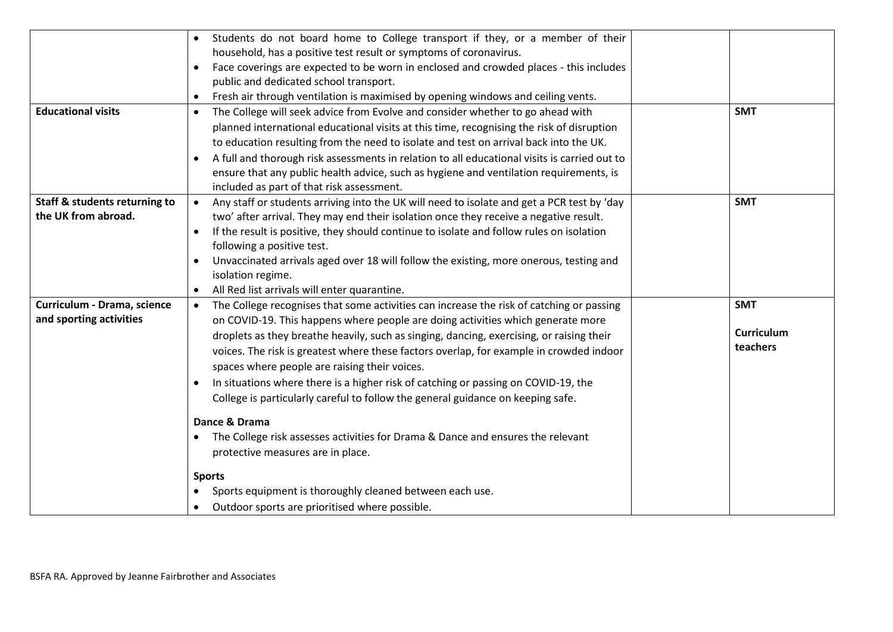| | | | |
|---|---|---|---|
| | • Students do not board home to College transport if they, or a member of their household, has a positive test result or symptoms of coronavirus.<br>• Face coverings are expected to be worn in enclosed and crowded places - this includes public and dedicated school transport.<br>• Fresh air through ventilation is maximised by opening windows and ceiling vents. | | |
| **Educational visits** | • The College will seek advice from Evolve and consider whether to go ahead with planned international educational visits at this time, recognising the risk of disruption to education resulting from the need to isolate and test on arrival back into the UK.<br>• A full and thorough risk assessments in relation to all educational visits is carried out to ensure that any public health advice, such as hygiene and ventilation requirements, is included as part of that risk assessment. | | **SMT** |
| **Staff & students returning to the UK from abroad.** | • Any staff or students arriving into the UK will need to isolate and get a PCR test by 'day two' after arrival. They may end their isolation once they receive a negative result.<br>• If the result is positive, they should continue to isolate and follow rules on isolation following a positive test.<br>• Unvaccinated arrivals aged over 18 will follow the existing, more onerous, testing and isolation regime.<br>• All Red list arrivals will enter quarantine. | | **SMT** |
| **Curriculum - Drama, science and sporting activities** | • The College recognises that some activities can increase the risk of catching or passing on COVID-19. This happens where people are doing activities which generate more droplets as they breathe heavily, such as singing, dancing, exercising, or raising their voices. The risk is greatest where these factors overlap, for example in crowded indoor spaces where people are raising their voices.<br>• In situations where there is a higher risk of catching or passing on COVID-19, the College is particularly careful to follow the general guidance on keeping safe.<br><br>**Dance & Drama**<br>• The College risk assesses activities for Drama & Dance and ensures the relevant protective measures are in place.<br><br>**Sports**<br>• Sports equipment is thoroughly cleaned between each use.<br>• Outdoor sports are prioritised where possible. | | **SMT**<br><br>**Curriculum teachers** |

BSFA RA. Approved by Jeanne Fairbrother and Associates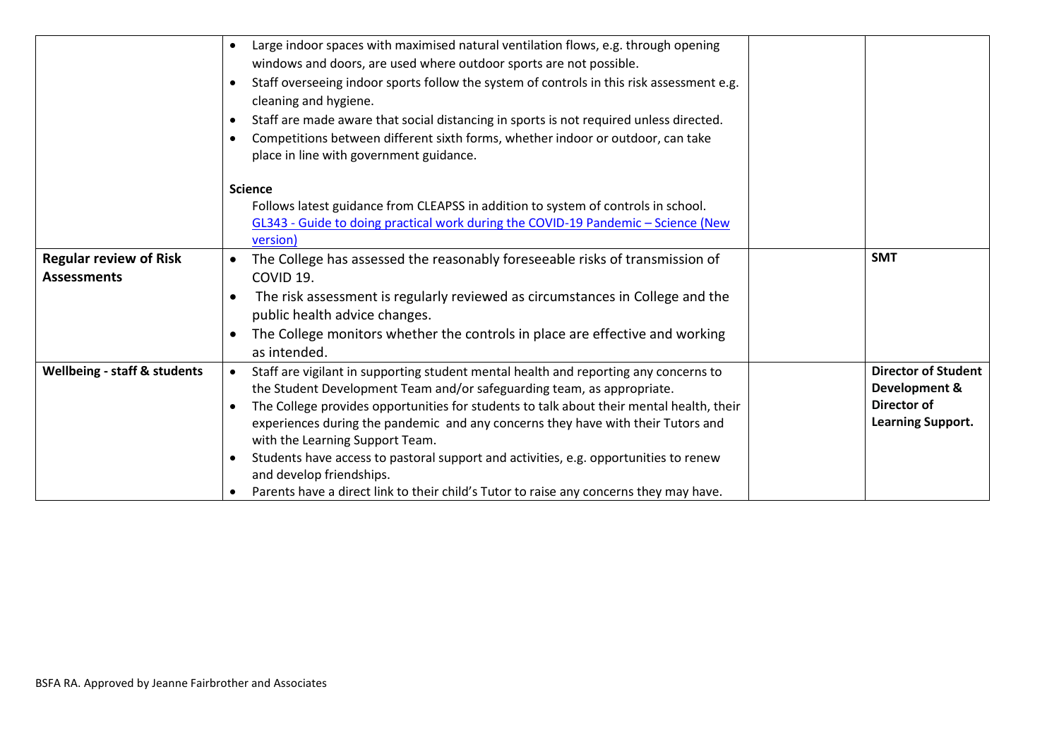| | | | |
|---|---|---|---|
| | • Large indoor spaces with maximised natural ventilation flows, e.g. through opening windows and doors, are used where outdoor sports are not possible.<br>• Staff overseeing indoor sports follow the system of controls in this risk assessment e.g. cleaning and hygiene.<br>• Staff are made aware that social distancing in sports is not required unless directed.<br>• Competitions between different sixth forms, whether indoor or outdoor, can take place in line with government guidance.<br><br>**Science**<br>Follows latest guidance from CLEAPSS in addition to system of controls in school.<br>[GL343 - Guide to doing practical work during the COVID-19 Pandemic – Science (New version)]() | | |
| **Regular review of Risk Assessments** | • The College has assessed the reasonably foreseeable risks of transmission of COVID 19.<br>• The risk assessment is regularly reviewed as circumstances in College and the public health advice changes.<br>• The College monitors whether the controls in place are effective and working as intended. | | **SMT** |
| **Wellbeing - staff & students** | • Staff are vigilant in supporting student mental health and reporting any concerns to the Student Development Team and/or safeguarding team, as appropriate.<br>• The College provides opportunities for students to talk about their mental health, their experiences during the pandemic and any concerns they have with their Tutors and with the Learning Support Team.<br>• Students have access to pastoral support and activities, e.g. opportunities to renew and develop friendships.<br>• Parents have a direct link to their child's Tutor to raise any concerns they may have. | | **Director of Student Development & Director of Learning Support.** |

BSFA RA. Approved by Jeanne Fairbrother and Associates